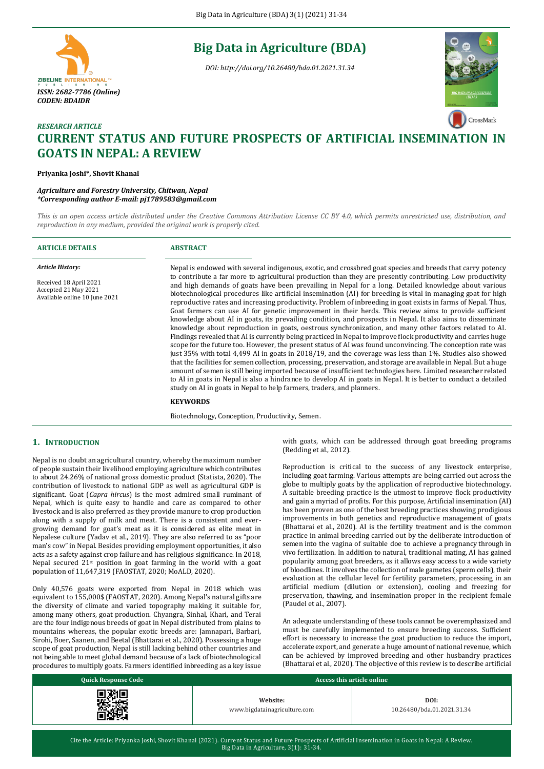# CURRENT STATUS AND FUTURE PROSPECTS OF ARTIFICIAL INSEMINATION IN GOATS IN NEPAL: A REVIEW

*RESEARCH ARTICLE*

**Priyanka Joshi*, Shovit Khanal**

*Agriculture and Forestry University, Chitwan, Nepal*
***Corresponding author E-mail: pj1789583@gmail.com***

*This is an open access article distributed under the Creative Commons Attribution License CC BY 4.0, which permits unrestricted use, distribution, and reproduction in any medium, provided the original work is properly cited.*

**ARTICLE DETAILS**

*Article History:*

Received 18 April 2021
Accepted 21 May 2021
Available online 10 June 2021

**ABSTRACT**

Nepal is endowed with several indigenous, exotic, and crossbred goat species and breeds that carry potency to contribute a far more to agricultural production than they are presently contributing. Low productivity and high demands of goats have been prevailing in Nepal for a long. Detailed knowledge about various biotechnological procedures like artificial insemination (AI) for breeding is vital in managing goat for high reproductive rates and increasing productivity. Problem of inbreeding in goat exists in farms of Nepal. Thus, Goat farmers can use AI for genetic improvement in their herds. This review aims to provide sufficient knowledge about AI in goats, its prevailing condition, and prospects in Nepal. It also aims to disseminate knowledge about reproduction in goats, oestrous synchronization, and many other factors related to AI. Findings revealed that AI is currently being practiced in Nepal to improve flock productivity and carries huge scope for the future too. However, the present status of AI was found unconvincing. The conception rate was just 35% with total 4,499 AI in goats in 2018/19, and the coverage was less than 1%. Studies also showed that the facilities for semen collection, processing, preservation, and storage are available in Nepal. But a huge amount of semen is still being imported because of insufficient technologies here. Limited researcher related to AI in goats in Nepal is also a hindrance to develop AI in goats in Nepal. It is better to conduct a detailed study on AI in goats in Nepal to help farmers, traders, and planners.

**KEYWORDS**

Biotechnology, Conception, Productivity, Semen.

## 1. INTRODUCTION

Nepal is no doubt an agricultural country, whereby the maximum number of people sustain their livelihood employing agriculture which contributes to about 24.26% of national gross domestic product (Statista, 2020). The contribution of livestock to national GDP as well as agricultural GDP is significant. Goat (*Capra hircus*) is the most admired small ruminant of Nepal, which is quite easy to handle and care as compared to other livestock and is also preferred as they provide manure to crop production along with a supply of milk and meat. There is a consistent and ever-growing demand for goat's meat as it is considered as elite meat in Nepalese culture (Yadav et al., 2019). They are also referred to as "poor man's cow" in Nepal. Besides providing employment opportunities, it also acts as a safety against crop failure and has religious significance. In 2018, Nepal secured 21st position in goat farming in the world with a goat population of 11,647,319 (FAOSTAT, 2020; MoALD, 2020).

Only 40,576 goats were exported from Nepal in 2018 which was equivalent to 155,000$ (FAOSTAT, 2020). Among Nepal's natural gifts are the diversity of climate and varied topography making it suitable for, among many others, goat production. Chyangra, Sinhal, Khari, and Terai are the four indigenous breeds of goat in Nepal distributed from plains to mountains whereas, the popular exotic breeds are: Jamnapari, Barbari, Sirohi, Boer, Saanen, and Beetal (Bhattarai et al., 2020). Possessing a huge scope of goat production, Nepal is still lacking behind other countries and not being able to meet global demand because of a lack of biotechnological procedures to multiply goats. Farmers identified inbreeding as a key issue with goats, which can be addressed through goat breeding programs (Redding et al., 2012).

Reproduction is critical to the success of any livestock enterprise, including goat farming. Various attempts are being carried out across the globe to multiply goats by the application of reproductive biotechnology. A suitable breeding practice is the utmost to improve flock productivity and gain a myriad of profits. For this purpose, Artificial insemination (AI) has been proven as one of the best breeding practices showing prodigious improvements in both genetics and reproductive management of goats (Bhattarai et al., 2020). AI is the fertility treatment and is the common practice in animal breeding carried out by the deliberate introduction of semen into the vagina of suitable doe to achieve a pregnancy through in vivo fertilization. In addition to natural, traditional mating, AI has gained popularity among goat breeders, as it allows easy access to a wide variety of bloodlines. It involves the collection of male gametes (sperm cells), their evaluation at the cellular level for fertility parameters, processing in an artificial medium (dilution or extension), cooling and freezing for preservation, thawing, and insemination proper in the recipient female (Paudel et al., 2007).

An adequate understanding of these tools cannot be overemphasized and must be carefully implemented to ensure breeding success. Sufficient effort is necessary to increase the goat production to reduce the import, accelerate export, and generate a huge amount of national revenue, which can be achieved by improved breeding and other husbandry practices (Bhattarai et al., 2020). The objective of this review is to describe artificial

| Quick Response Code | Access this article online | |
|---|---|---|
| | **Website:** www.bigdatainagriculture.com | **DOI:** 10.26480/bda.01.2021.31.34 |

Cite the Article: Priyanka Joshi, Shovit Khanal (2021). Current Status and Future Prospects of Artificial Insemination in Goats in Nepal: A Review. Big Data in Agriculture, 3(1): 31-34.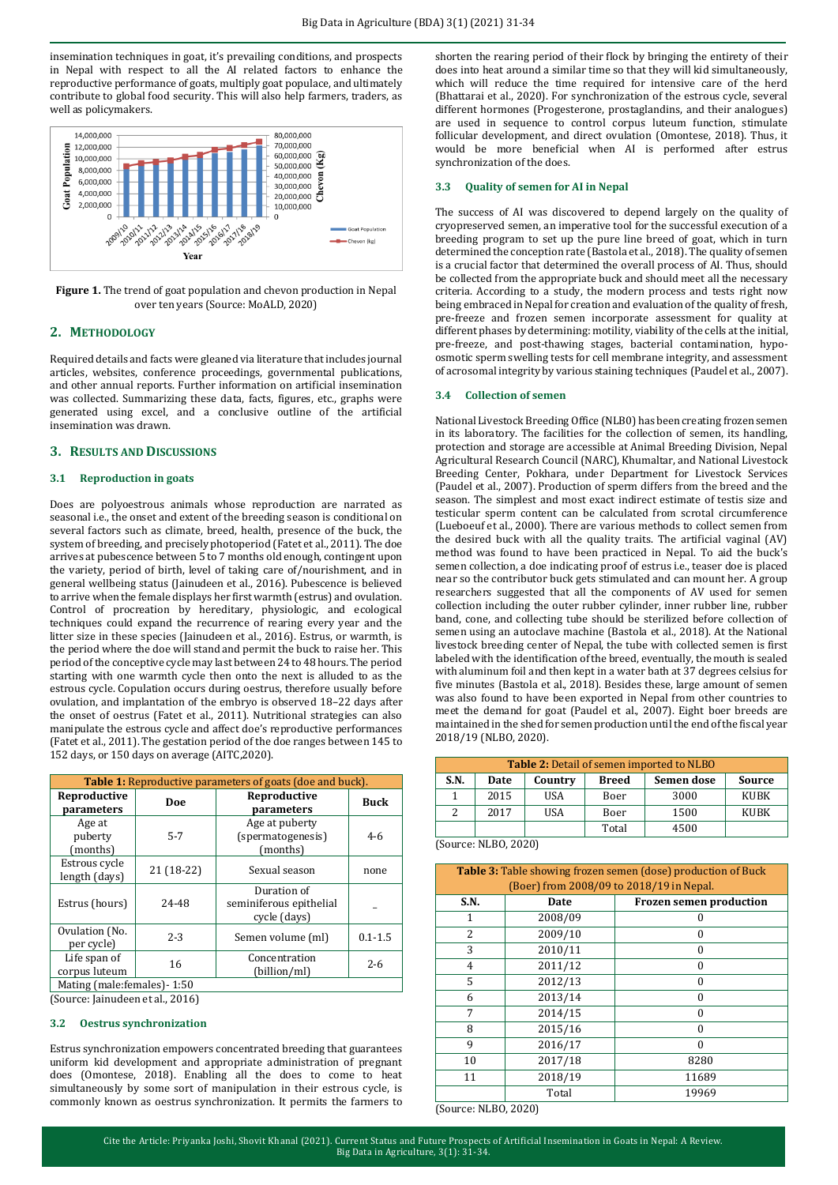insemination techniques in goat, it's prevailing conditions, and prospects in Nepal with respect to all the AI related factors to enhance the reproductive performance of goats, multiply goat populace, and ultimately contribute to global food security. This will also help farmers, traders, as well as policymakers.

**Figure 1.** The trend of goat population and chevon production in Nepal over ten years (Source: MoALD, 2020)

## 2. Methodology

Required details and facts were gleaned via literature that includes journal articles, websites, conference proceedings, governmental publications, and other annual reports. Further information on artificial insemination was collected. Summarizing these data, facts, figures, etc., graphs were generated using excel, and a conclusive outline of the artificial insemination was drawn.

## 3. Results and Discussions

### 3.1 Reproduction in goats

Does are polyoestrous animals whose reproduction are narrated as seasonal i.e., the onset and extent of the breeding season is conditional on several factors such as climate, breed, health, presence of the buck, the system of breeding, and precisely photoperiod (Fatet et al., 2011). The doe arrives at pubescence between 5 to 7 months old enough, contingent upon the variety, period of birth, level of taking care of/nourishment, and in general wellbeing status (Jainudeen et al., 2016). Pubescence is believed to arrive when the female displays her first warmth (estrus) and ovulation. Control of procreation by hereditary, physiologic, and ecological techniques could expand the recurrence of rearing every year and the litter size in these species (Jainudeen et al., 2016). Estrus, or warmth, is the period where the doe will stand and permit the buck to raise her. This period of the conceptive cycle may last between 24 to 48 hours. The period starting with one warmth cycle then onto the next is alluded to as the estrous cycle. Copulation occurs during oestrus, therefore usually before ovulation, and implantation of the embryo is observed 18–22 days after the onset of oestrus (Fatet et al., 2011). Nutritional strategies can also manipulate the estrous cycle and affect doe's reproductive performances (Fatet et al., 2011). The gestation period of the doe ranges between 145 to 152 days, or 150 days on average (AITC,2020).

**Table 1:** Reproductive parameters of goats (doe and buck).

| Reproductive parameters | Doe | Reproductive parameters | Buck |
|---|---|---|---|
| Age at puberty (months) | 5-7 | Age at puberty (spermatogenesis) (months) | 4-6 |
| Estrous cycle length (days) | 21 (18-22) | Sexual season | none |
| Estrus (hours) | 24-48 | Duration of seminiferous epithelial cycle (days) | _ |
| Ovulation (No. per cycle) | 2-3 | Semen volume (ml) | 0.1-1.5 |
| Life span of corpus luteum | 16 | Concentration (billion/ml) | 2-6 |
| Mating (male:females)- 1:50 | | | |

(Source: Jainudeen et al., 2016)

### 3.2 Oestrus synchronization

Estrus synchronization empowers concentrated breeding that guarantees uniform kid development and appropriate administration of pregnant does (Omontese, 2018). Enabling all the does to come to heat simultaneously by some sort of manipulation in their estrous cycle, is commonly known as oestrus synchronization. It permits the farmers to shorten the rearing period of their flock by bringing the entirety of their does into heat around a similar time so that they will kid simultaneously, which will reduce the time required for intensive care of the herd (Bhattarai et al., 2020). For synchronization of the estrous cycle, several different hormones (Progesterone, prostaglandins, and their analogues) are used in sequence to control corpus luteum function, stimulate follicular development, and direct ovulation (Omontese, 2018). Thus, it would be more beneficial when AI is performed after estrus synchronization of the does.

### 3.3 Quality of semen for AI in Nepal

The success of AI was discovered to depend largely on the quality of cryopreserved semen, an imperative tool for the successful execution of a breeding program to set up the pure line breed of goat, which in turn determined the conception rate (Bastola et al., 2018). The quality of semen is a crucial factor that determined the overall process of AI. Thus, should be collected from the appropriate buck and should meet all the necessary criteria. According to a study, the modern process and tests right now being embraced in Nepal for creation and evaluation of the quality of fresh, pre-freeze and frozen semen incorporate assessment for quality at different phases by determining: motility, viability of the cells at the initial, pre-freeze, and post-thawing stages, bacterial contamination, hypo-osmotic sperm swelling tests for cell membrane integrity, and assessment of acrosomal integrity by various staining techniques (Paudel et al., 2007).

### 3.4 Collection of semen

National Livestock Breeding Office (NLBO) has been creating frozen semen in its laboratory. The facilities for the collection of semen, its handling, protection and storage are accessible at Animal Breeding Division, Nepal Agricultural Research Council (NARC), Khumaltar, and National Livestock Breeding Center, Pokhara, under Department for Livestock Services (Paudel et al., 2007). Production of sperm differs from the breed and the season. The simplest and most exact indirect estimate of testis size and testicular sperm content can be calculated from scrotal circumference (Lueboeuf et al., 2000). There are various methods to collect semen from the desired buck with all the quality traits. The artificial vaginal (AV) method was found to have been practiced in Nepal. To aid the buck's semen collection, a doe indicating proof of estrus i.e., teaser doe is placed near so the contributor buck gets stimulated and can mount her. A group researchers suggested that all the components of AV used for semen collection including the outer rubber cylinder, inner rubber line, rubber band, cone, and collecting tube should be sterilized before collection of semen using an autoclave machine (Bastola et al., 2018). At the National livestock breeding center of Nepal, the tube with collected semen is first labeled with the identification of the breed, eventually, the mouth is sealed with aluminum foil and then kept in a water bath at 37 degrees celsius for five minutes (Bastola et al., 2018). Besides these, large amount of semen was also found to have been exported in Nepal from other countries to meet the demand for goat (Paudel et al., 2007). Eight boer breeds are maintained in the shed for semen production until the end of the fiscal year 2018/19 (NLBO, 2020).

**Table 2:** Detail of semen imported to NLBO

| S.N. | Date | Country | Breed | Semen dose | Source |
|---|---|---|---|---|---|
| 1 | 2015 | USA | Boer | 3000 | KUBK |
| 2 | 2017 | USA | Boer | 1500 | KUBK |
| | | | Total | 4500 | |

(Source: NLBO, 2020)

**Table 3:** Table showing frozen semen (dose) production of Buck (Boer) from 2008/09 to 2018/19 in Nepal.

| S.N. | Date | Frozen semen production |
|---|---|---|
| 1 | 2008/09 | 0 |
| 2 | 2009/10 | 0 |
| 3 | 2010/11 | 0 |
| 4 | 2011/12 | 0 |
| 5 | 2012/13 | 0 |
| 6 | 2013/14 | 0 |
| 7 | 2014/15 | 0 |
| 8 | 2015/16 | 0 |
| 9 | 2016/17 | 0 |
| 10 | 2017/18 | 8280 |
| 11 | 2018/19 | 11689 |
| | Total | 19969 |

(Source: NLBO, 2020)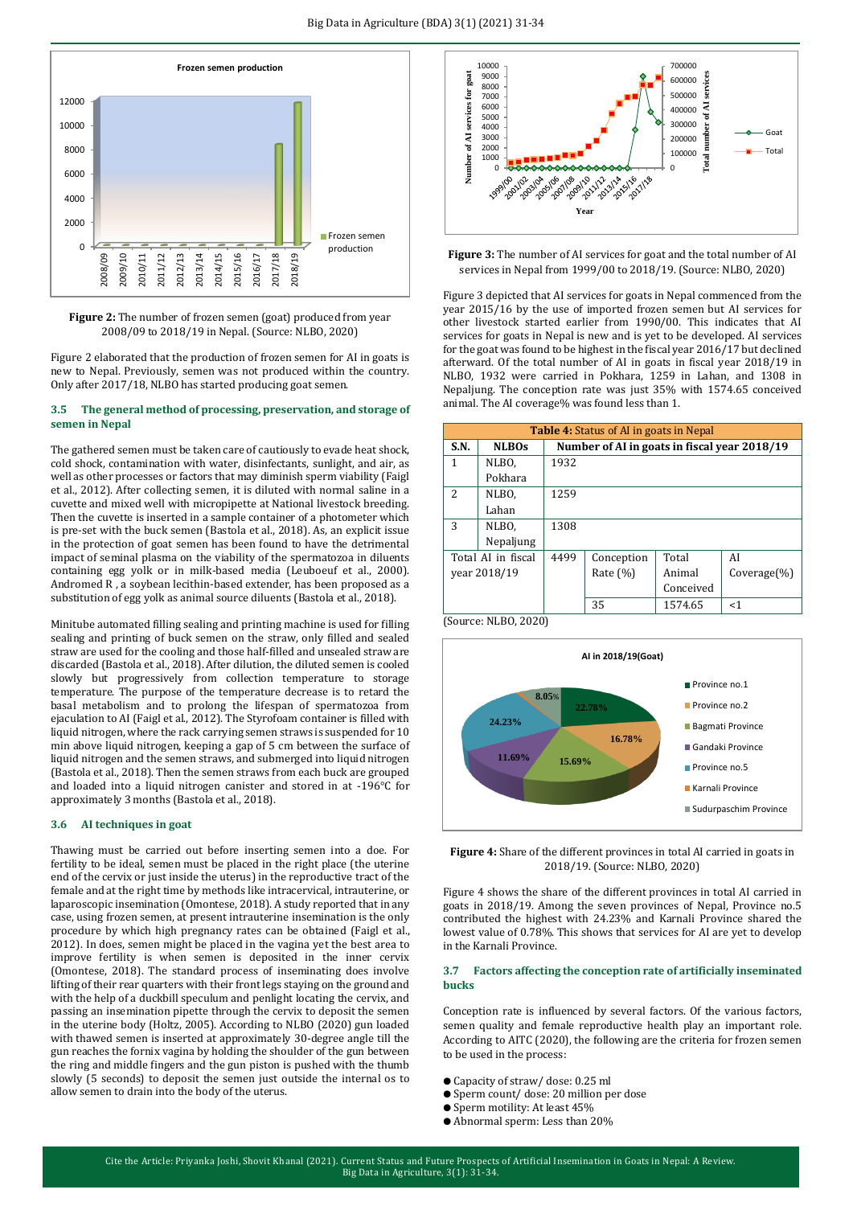Figure 2: The number of frozen semen (goat) produced from year 2008/09 to 2018/19 in Nepal. (Source: NLBO, 2020)

Figure 2 elaborated that the production of frozen semen for AI in goats is new to Nepal. Previously, semen was not produced within the country. Only after 2017/18, NLBO has started producing goat semen.

### 3.5 The general method of processing, preservation, and storage of semen in Nepal

The gathered semen must be taken care of cautiously to evade heat shock, cold shock, contamination with water, disinfectants, sunlight, and air, as well as other processes or factors that may diminish sperm viability (Faigl et al., 2012). After collecting semen, it is diluted with normal saline in a cuvette and mixed well with micropipette at National livestock breeding. Then the cuvette is inserted in a sample container of a photometer which is pre-set with the buck semen (Bastola et al., 2018). As, an explicit issue in the protection of goat semen has been found to have the detrimental impact of seminal plasma on the viability of the spermatozoa in diluents containing egg yolk or in milk-based media (Leuboeuf et al., 2000). Andromed R , a soybean lecithin-based extender, has been proposed as a substitution of egg yolk as animal source diluents (Bastola et al., 2018).

Minitube automated filling sealing and printing machine is used for filling sealing and printing of buck semen on the straw, only filled and sealed straw are used for the cooling and those half-filled and unsealed straw are discarded (Bastola et al., 2018). After dilution, the diluted semen is cooled slowly but progressively from collection temperature to storage temperature. The purpose of the temperature decrease is to retard the basal metabolism and to prolong the lifespan of spermatozoa from ejaculation to AI (Faigl et al., 2012). The Styrofoam container is filled with liquid nitrogen, where the rack carrying semen straws is suspended for 10 min above liquid nitrogen, keeping a gap of 5 cm between the surface of liquid nitrogen and the semen straws, and submerged into liquid nitrogen (Bastola et al., 2018). Then the semen straws from each buck are grouped and loaded into a liquid nitrogen canister and stored in at -196°C for approximately 3 months (Bastola et al., 2018).

### 3.6 AI techniques in goat

Thawing must be carried out before inserting semen into a doe. For fertility to be ideal, semen must be placed in the right place (the uterine end of the cervix or just inside the uterus) in the reproductive tract of the female and at the right time by methods like intracervical, intrauterine, or laparoscopic insemination (Omontese, 2018). A study reported that in any case, using frozen semen, at present intrauterine insemination is the only procedure by which high pregnancy rates can be obtained (Faigl et al., 2012). In does, semen might be placed in the vagina yet the best area to improve fertility is when semen is deposited in the inner cervix (Omontese, 2018). The standard process of inseminating does involve lifting of their rear quarters with their front legs staying on the ground and with the help of a duckbill speculum and penlight locating the cervix, and passing an insemination pipette through the cervix to deposit the semen in the uterine body (Holtz, 2005). According to NLBO (2020) gun loaded with thawed semen is inserted at approximately 30-degree angle till the gun reaches the fornix vagina by holding the shoulder of the gun between the ring and middle fingers and the gun piston is pushed with the thumb slowly (5 seconds) to deposit the semen just outside the internal os to allow semen to drain into the body of the uterus.

Figure 3: The number of AI services for goat and the total number of AI services in Nepal from 1999/00 to 2018/19. (Source: NLBO, 2020)

Figure 3 depicted that AI services for goats in Nepal commenced from the year 2015/16 by the use of imported frozen semen but AI services for other livestock started earlier from 1990/00. This indicates that AI services for goats in Nepal is new and is yet to be developed. AI services for the goat was found to be highest in the fiscal year 2016/17 but declined afterward. Of the total number of AI in goats in fiscal year 2018/19 in NLBO, 1932 were carried in Pokhara, 1259 in Lahan, and 1308 in Nepaljung. The conception rate was just 35% with 1574.65 conceived animal. The AI coverage% was found less than 1.

**Table 4:** Status of AI in goats in Nepal

| S.N. | NLBOs | Number of AI in goats in fiscal year 2018/19 | | | |
|---|---|---|---|---|---|
| 1 | NLBO, Pokhara | 1932 | | | |
| 2 | NLBO, Lahan | 1259 | | | |
| 3 | NLBO, Nepaljung | 1308 | | | |
| Total AI in fiscal year 2018/19 | | 4499 | Conception Rate (%) | Total Animal Conceived | AI Coverage(%) |
| | | | 35 | 1574.65 | <1 |

(Source: NLBO, 2020)

Figure 4: Share of the different provinces in total AI carried in goats in 2018/19. (Source: NLBO, 2020)

Figure 4 shows the share of the different provinces in total AI carried in goats in 2018/19. Among the seven provinces of Nepal, Province no.5 contributed the highest with 24.23% and Karnali Province shared the lowest value of 0.78%. This shows that services for AI are yet to develop in the Karnali Province.

### 3.7 Factors affecting the conception rate of artificially inseminated bucks

Conception rate is influenced by several factors. Of the various factors, semen quality and female reproductive health play an important role. According to AITC (2020), the following are the criteria for frozen semen to be used in the process:

- Capacity of straw/ dose: 0.25 ml
- Sperm count/ dose: 20 million per dose
- Sperm motility: At least 45%
- Abnormal sperm: Less than 20%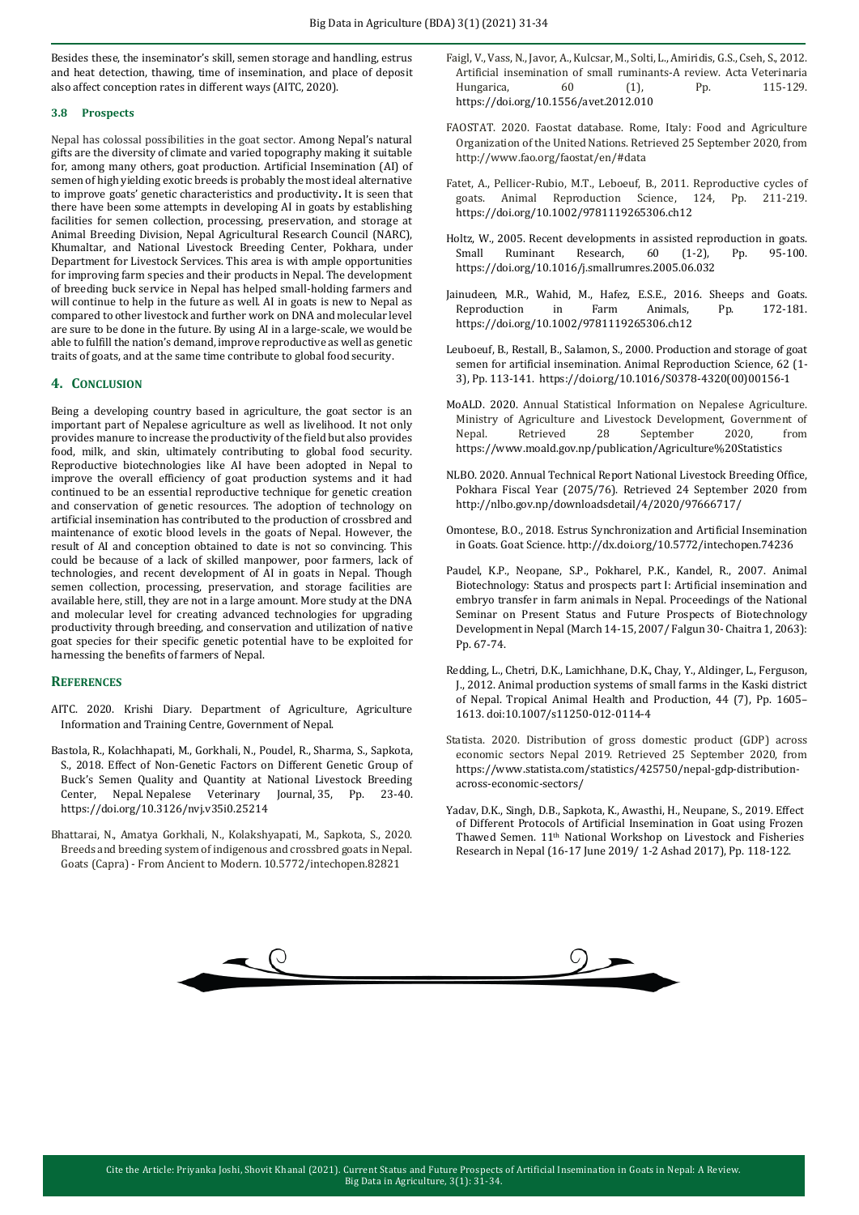Besides these, the inseminator's skill, semen storage and handling, estrus and heat detection, thawing, time of insemination, and place of deposit also affect conception rates in different ways (AITC, 2020).

### 3.8 Prospects

Nepal has colossal possibilities in the goat sector. Among Nepal's natural gifts are the diversity of climate and varied topography making it suitable for, among many others, goat production. Artificial Insemination (AI) of semen of high yielding exotic breeds is probably the most ideal alternative to improve goats' genetic characteristics and productivity. It is seen that there have been some attempts in developing AI in goats by establishing facilities for semen collection, processing, preservation, and storage at Animal Breeding Division, Nepal Agricultural Research Council (NARC), Khumaltar, and National Livestock Breeding Center, Pokhara, under Department for Livestock Services. This area is with ample opportunities for improving farm species and their products in Nepal. The development of breeding buck service in Nepal has helped small-holding farmers and will continue to help in the future as well. AI in goats is new to Nepal as compared to other livestock and further work on DNA and molecular level are sure to be done in the future. By using AI in a large-scale, we would be able to fulfill the nation's demand, improve reproductive as well as genetic traits of goats, and at the same time contribute to global food security.

## 4. Conclusion

Being a developing country based in agriculture, the goat sector is an important part of Nepalese agriculture as well as livelihood. It not only provides manure to increase the productivity of the field but also provides food, milk, and skin, ultimately contributing to global food security. Reproductive biotechnologies like AI have been adopted in Nepal to improve the overall efficiency of goat production systems and it had continued to be an essential reproductive technique for genetic creation and conservation of genetic resources. The adoption of technology on artificial insemination has contributed to the production of crossbred and maintenance of exotic blood levels in the goats of Nepal. However, the result of AI and conception obtained to date is not so convincing. This could be because of a lack of skilled manpower, poor farmers, lack of technologies, and recent development of AI in goats in Nepal. Though semen collection, processing, preservation, and storage facilities are available here, still, they are not in a large amount. More study at the DNA and molecular level for creating advanced technologies for upgrading productivity through breeding, and conservation and utilization of native goat species for their specific genetic potential have to be exploited for harnessing the benefits of farmers of Nepal.

## References

AITC. 2020. Krishi Diary. Department of Agriculture, Agriculture Information and Training Centre, Government of Nepal.

Bastola, R., Kolachhapati, M., Gorkhali, N., Poudel, R., Sharma, S., Sapkota, S., 2018. Effect of Non-Genetic Factors on Different Genetic Group of Buck's Semen Quality and Quantity at National Livestock Breeding Center, Nepal. Nepalese Veterinary Journal, 35, Pp. 23-40. https://doi.org/10.3126/nvj.v35i0.25214

Bhattarai, N., Amatya Gorkhali, N., Kolakshyapati, M., Sapkota, S., 2020. Breeds and breeding system of indigenous and crossbred goats in Nepal. Goats (Capra) - From Ancient to Modern. 10.5772/intechopen.82821

Faigl, V., Vass, N., Javor, A., Kulcsar, M., Solti, L., Amiridis, G.S., Cseh, S., 2012. Artificial insemination of small ruminants-A review. Acta Veterinaria Hungarica, 60 (1), Pp. 115-129. https://doi.org/10.1556/avet.2012.010

FAOSTAT. 2020. Faostat database. Rome, Italy: Food and Agriculture Organization of the United Nations. Retrieved 25 September 2020, from http://www.fao.org/faostat/en/#data

Fatet, A., Pellicer-Rubio, M.T., Leboeuf, B., 2011. Reproductive cycles of goats. Animal Reproduction Science, 124, Pp. 211-219. https://doi.org/10.1002/9781119265306.ch12

Holtz, W., 2005. Recent developments in assisted reproduction in goats. Small Ruminant Research, 60 (1-2), Pp. 95-100. https://doi.org/10.1016/j.smallrumres.2005.06.032

Jainudeen, M.R., Wahid, M., Hafez, E.S.E., 2016. Sheeps and Goats. Reproduction in Farm Animals, Pp. 172-181. https://doi.org/10.1002/9781119265306.ch12

Leuboeuf, B., Restall, B., Salamon, S., 2000. Production and storage of goat semen for artificial insemination. Animal Reproduction Science, 62 (1-3), Pp. 113-141. https://doi.org/10.1016/S0378-4320(00)00156-1

MoALD. 2020. Annual Statistical Information on Nepalese Agriculture. Ministry of Agriculture and Livestock Development, Government of Nepal. Retrieved 28 September 2020, from https://www.moald.gov.np/publication/Agriculture%20Statistics

NLBO. 2020. Annual Technical Report National Livestock Breeding Office, Pokhara Fiscal Year (2075/76). Retrieved 24 September 2020 from http://nlbo.gov.np/downloadsdetail/4/2020/97666717/

Omontese, B.O., 2018. Estrus Synchronization and Artificial Insemination in Goats. Goat Science. http://dx.doi.org/10.5772/intechopen.74236

Paudel, K.P., Neopane, S.P., Pokharel, P.K., Kandel, R., 2007. Animal Biotechnology: Status and prospects part I: Artificial insemination and embryo transfer in farm animals in Nepal. Proceedings of the National Seminar on Present Status and Future Prospects of Biotechnology Development in Nepal (March 14-15, 2007/ Falgun 30- Chaitra 1, 2063): Pp. 67-74.

Redding, L., Chetri, D.K., Lamichhane, D.K., Chay, Y., Aldinger, L., Ferguson, J., 2012. Animal production systems of small farms in the Kaski district of Nepal. Tropical Animal Health and Production, 44 (7), Pp. 1605–1613. doi:10.1007/s11250-012-0114-4

Statista. 2020. Distribution of gross domestic product (GDP) across economic sectors Nepal 2019. Retrieved 25 September 2020, from https://www.statista.com/statistics/425750/nepal-gdp-distribution-across-economic-sectors/

Yadav, D.K., Singh, D.B., Sapkota, K., Awasthi, H., Neupane, S., 2019. Effect of Different Protocols of Artificial Insemination in Goat using Frozen Thawed Semen. 11th National Workshop on Livestock and Fisheries Research in Nepal (16-17 June 2019/ 1-2 Ashad 2017), Pp. 118-122.

Cite the Article: Priyanka Joshi, Shovit Khanal (2021). Current Status and Future Prospects of Artificial Insemination in Goats in Nepal: A Review. Big Data in Agriculture, 3(1): 31-34.